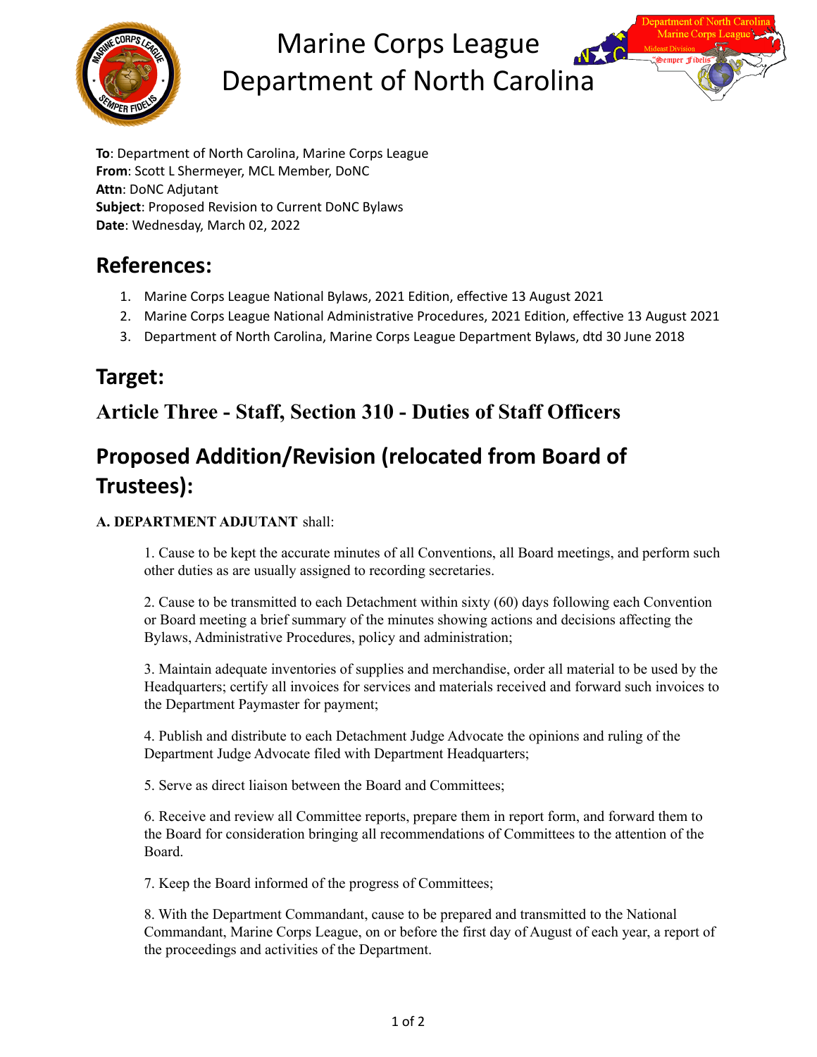# Marine Corps League
# Department of North Carolina

**To**: Department of North Carolina, Marine Corps League
**From**: Scott L Shermeyer, MCL Member, DoNC
**Attn**: DoNC Adjutant
**Subject**: Proposed Revision to Current DoNC Bylaws
**Date**: Wednesday, March 02, 2022

## References:

1. Marine Corps League National Bylaws, 2021 Edition, effective 13 August 2021
2. Marine Corps League National Administrative Procedures, 2021 Edition, effective 13 August 2021
3. Department of North Carolina, Marine Corps League Department Bylaws, dtd 30 June 2018

## Target:

### Article Three - Staff, Section 310 - Duties of Staff Officers

## Proposed Addition/Revision (relocated from Board of Trustees):

**A. DEPARTMENT ADJUTANT** shall:

1. Cause to be kept the accurate minutes of all Conventions, all Board meetings, and perform such other duties as are usually assigned to recording secretaries.

2. Cause to be transmitted to each Detachment within sixty (60) days following each Convention or Board meeting a brief summary of the minutes showing actions and decisions affecting the Bylaws, Administrative Procedures, policy and administration;

3. Maintain adequate inventories of supplies and merchandise, order all material to be used by the Headquarters; certify all invoices for services and materials received and forward such invoices to the Department Paymaster for payment;

4. Publish and distribute to each Detachment Judge Advocate the opinions and ruling of the Department Judge Advocate filed with Department Headquarters;

5. Serve as direct liaison between the Board and Committees;

6. Receive and review all Committee reports, prepare them in report form, and forward them to the Board for consideration bringing all recommendations of Committees to the attention of the Board.

7. Keep the Board informed of the progress of Committees;

8. With the Department Commandant, cause to be prepared and transmitted to the National Commandant, Marine Corps League, on or before the first day of August of each year, a report of the proceedings and activities of the Department.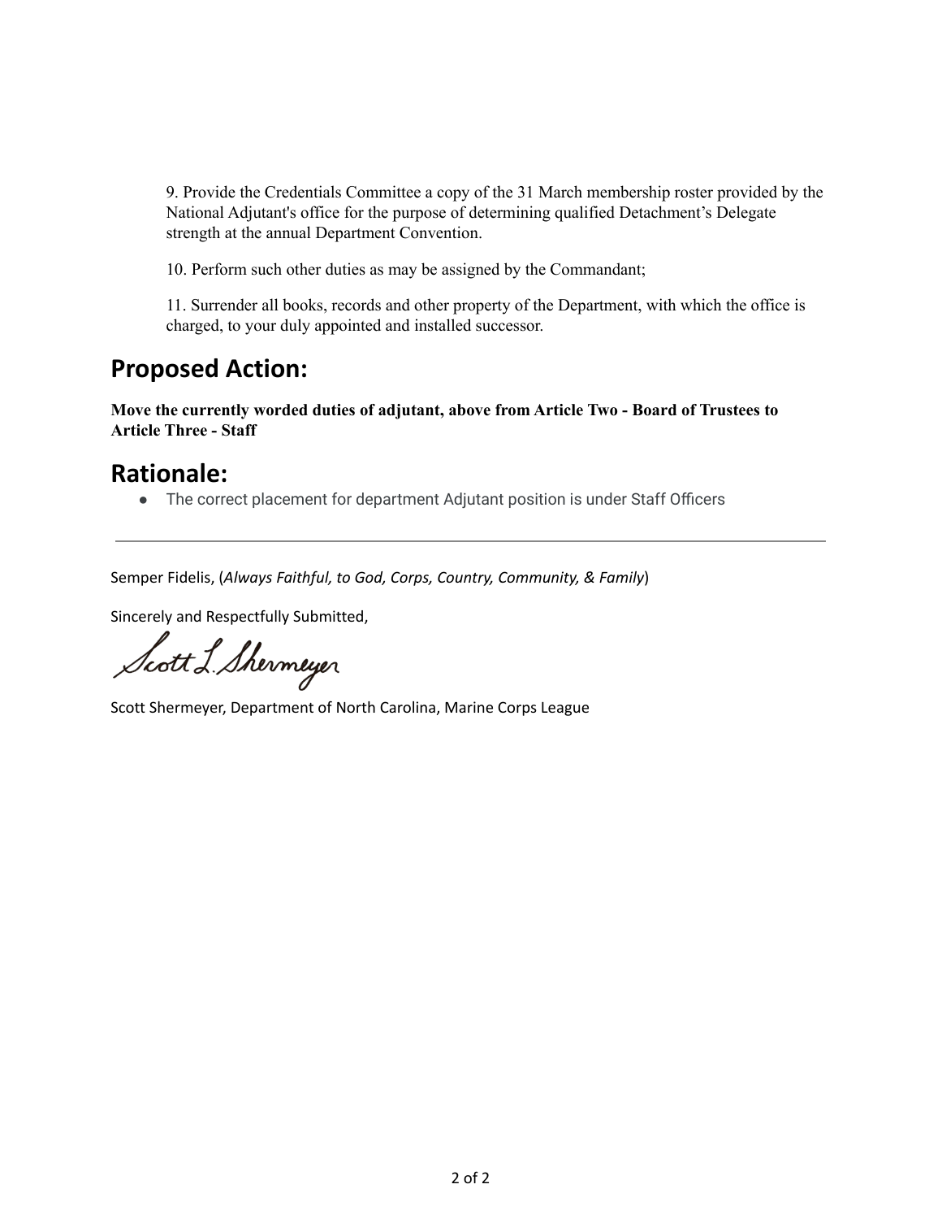9. Provide the Credentials Committee a copy of the 31 March membership roster provided by the National Adjutant's office for the purpose of determining qualified Detachment's Delegate strength at the annual Department Convention.

10. Perform such other duties as may be assigned by the Commandant;

11. Surrender all books, records and other property of the Department, with which the office is charged, to your duly appointed and installed successor.

## Proposed Action:

**Move the currently worded duties of adjutant, above from Article Two - Board of Trustees to Article Three - Staff**

## Rationale:

- The correct placement for department Adjutant position is under Staff Officers

---

Semper Fidelis, (*Always Faithful, to God, Corps, Country, Community, & Family*)

Sincerely and Respectfully Submitted,

Scott L. Shermeyer

Scott Shermeyer, Department of North Carolina, Marine Corps League